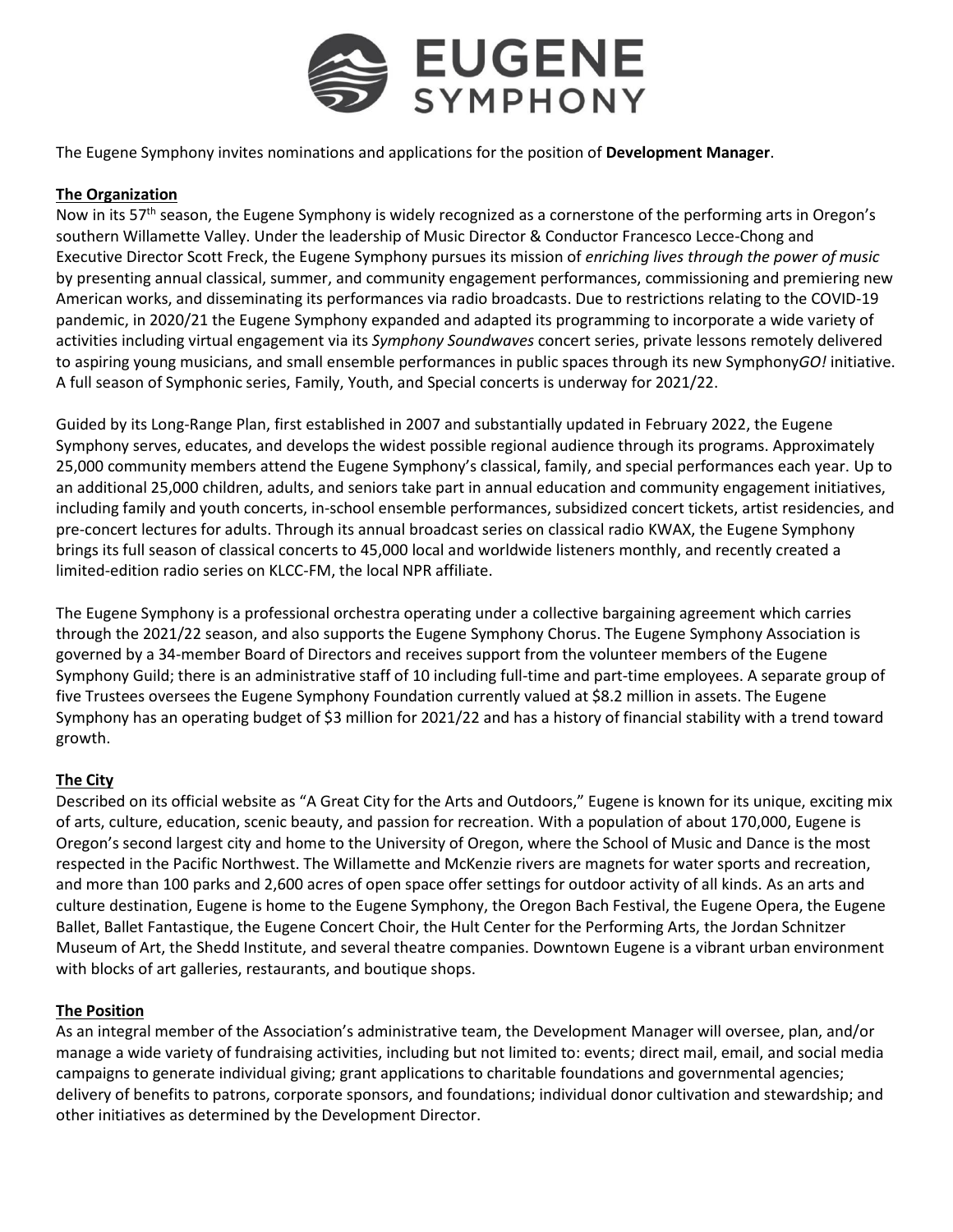# EUGENE SYMPHONY

The Eugene Symphony invites nominations and applications for the position of **Development Manager**.

## The Organization

Now in its 57th season, the Eugene Symphony is widely recognized as a cornerstone of the performing arts in Oregon's southern Willamette Valley. Under the leadership of Music Director & Conductor Francesco Lecce-Chong and Executive Director Scott Freck, the Eugene Symphony pursues its mission of *enriching lives through the power of music* by presenting annual classical, summer, and community engagement performances, commissioning and premiering new American works, and disseminating its performances via radio broadcasts. Due to restrictions relating to the COVID-19 pandemic, in 2020/21 the Eugene Symphony expanded and adapted its programming to incorporate a wide variety of activities including virtual engagement via its *Symphony Soundwaves* concert series, private lessons remotely delivered to aspiring young musicians, and small ensemble performances in public spaces through its new Symphony*GO!* initiative. A full season of Symphonic series, Family, Youth, and Special concerts is underway for 2021/22.

Guided by its Long-Range Plan, first established in 2007 and substantially updated in February 2022, the Eugene Symphony serves, educates, and develops the widest possible regional audience through its programs. Approximately 25,000 community members attend the Eugene Symphony's classical, family, and special performances each year. Up to an additional 25,000 children, adults, and seniors take part in annual education and community engagement initiatives, including family and youth concerts, in-school ensemble performances, subsidized concert tickets, artist residencies, and pre-concert lectures for adults. Through its annual broadcast series on classical radio KWAX, the Eugene Symphony brings its full season of classical concerts to 45,000 local and worldwide listeners monthly, and recently created a limited-edition radio series on KLCC-FM, the local NPR affiliate.

The Eugene Symphony is a professional orchestra operating under a collective bargaining agreement which carries through the 2021/22 season, and also supports the Eugene Symphony Chorus. The Eugene Symphony Association is governed by a 34-member Board of Directors and receives support from the volunteer members of the Eugene Symphony Guild; there is an administrative staff of 10 including full-time and part-time employees. A separate group of five Trustees oversees the Eugene Symphony Foundation currently valued at $8.2 million in assets. The Eugene Symphony has an operating budget of $3 million for 2021/22 and has a history of financial stability with a trend toward growth.

## The City

Described on its official website as "A Great City for the Arts and Outdoors," Eugene is known for its unique, exciting mix of arts, culture, education, scenic beauty, and passion for recreation. With a population of about 170,000, Eugene is Oregon's second largest city and home to the University of Oregon, where the School of Music and Dance is the most respected in the Pacific Northwest. The Willamette and McKenzie rivers are magnets for water sports and recreation, and more than 100 parks and 2,600 acres of open space offer settings for outdoor activity of all kinds. As an arts and culture destination, Eugene is home to the Eugene Symphony, the Oregon Bach Festival, the Eugene Opera, the Eugene Ballet, Ballet Fantastique, the Eugene Concert Choir, the Hult Center for the Performing Arts, the Jordan Schnitzer Museum of Art, the Shedd Institute, and several theatre companies. Downtown Eugene is a vibrant urban environment with blocks of art galleries, restaurants, and boutique shops.

## The Position

As an integral member of the Association's administrative team, the Development Manager will oversee, plan, and/or manage a wide variety of fundraising activities, including but not limited to: events; direct mail, email, and social media campaigns to generate individual giving; grant applications to charitable foundations and governmental agencies; delivery of benefits to patrons, corporate sponsors, and foundations; individual donor cultivation and stewardship; and other initiatives as determined by the Development Director.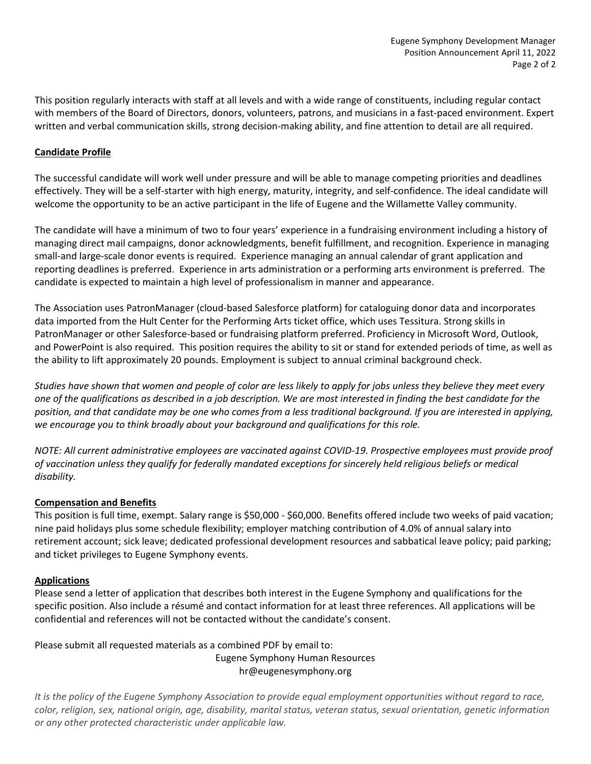This position regularly interacts with staff at all levels and with a wide range of constituents, including regular contact with members of the Board of Directors, donors, volunteers, patrons, and musicians in a fast-paced environment. Expert written and verbal communication skills, strong decision-making ability, and fine attention to detail are all required.

## Candidate Profile

The successful candidate will work well under pressure and will be able to manage competing priorities and deadlines effectively. They will be a self-starter with high energy, maturity, integrity, and self-confidence. The ideal candidate will welcome the opportunity to be an active participant in the life of Eugene and the Willamette Valley community.

The candidate will have a minimum of two to four years' experience in a fundraising environment including a history of managing direct mail campaigns, donor acknowledgments, benefit fulfillment, and recognition. Experience in managing small-and large-scale donor events is required. Experience managing an annual calendar of grant application and reporting deadlines is preferred. Experience in arts administration or a performing arts environment is preferred. The candidate is expected to maintain a high level of professionalism in manner and appearance.

The Association uses PatronManager (cloud-based Salesforce platform) for cataloguing donor data and incorporates data imported from the Hult Center for the Performing Arts ticket office, which uses Tessitura. Strong skills in PatronManager or other Salesforce-based or fundraising platform preferred. Proficiency in Microsoft Word, Outlook, and PowerPoint is also required. This position requires the ability to sit or stand for extended periods of time, as well as the ability to lift approximately 20 pounds. Employment is subject to annual criminal background check.

*Studies have shown that women and people of color are less likely to apply for jobs unless they believe they meet every one of the qualifications as described in a job description. We are most interested in finding the best candidate for the position, and that candidate may be one who comes from a less traditional background. If you are interested in applying, we encourage you to think broadly about your background and qualifications for this role.*

*NOTE: All current administrative employees are vaccinated against COVID-19. Prospective employees must provide proof of vaccination unless they qualify for federally mandated exceptions for sincerely held religious beliefs or medical disability.*

## Compensation and Benefits

This position is full time, exempt. Salary range is $50,000 - $60,000. Benefits offered include two weeks of paid vacation; nine paid holidays plus some schedule flexibility; employer matching contribution of 4.0% of annual salary into retirement account; sick leave; dedicated professional development resources and sabbatical leave policy; paid parking; and ticket privileges to Eugene Symphony events.

## Applications

Please send a letter of application that describes both interest in the Eugene Symphony and qualifications for the specific position. Also include a résumé and contact information for at least three references. All applications will be confidential and references will not be contacted without the candidate's consent.

Please submit all requested materials as a combined PDF by email to:

Eugene Symphony Human Resources
hr@eugenesymphony.org

*It is the policy of the Eugene Symphony Association to provide equal employment opportunities without regard to race, color, religion, sex, national origin, age, disability, marital status, veteran status, sexual orientation, genetic information or any other protected characteristic under applicable law.*